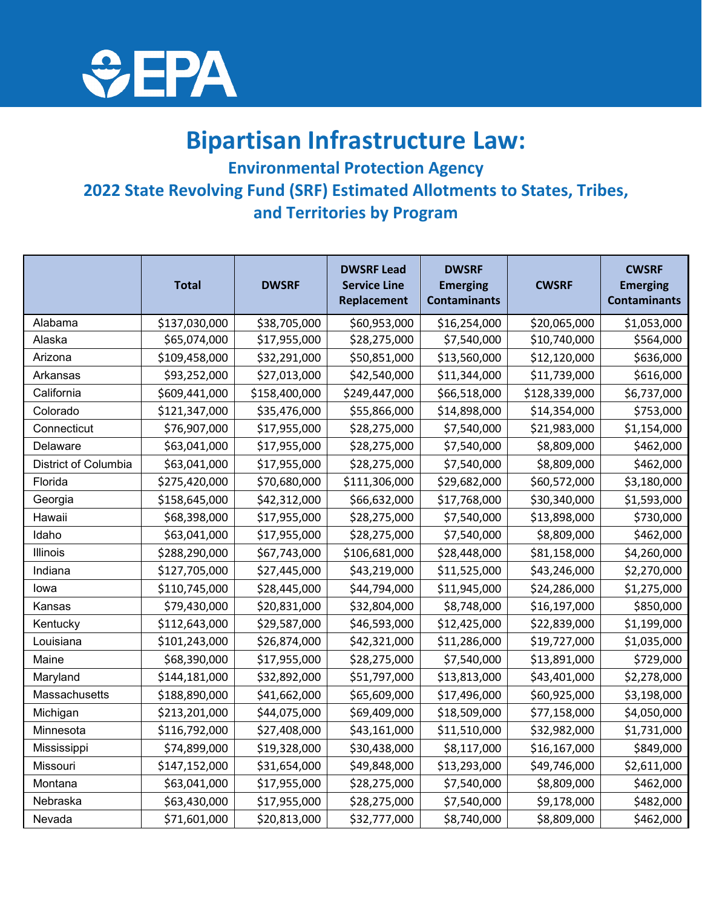# Bipartisan Infrastructure Law:

## Environmental Protection Agency

## 2022 State Revolving Fund (SRF) Estimated Allotments to States, Tribes, and Territories by Program

| | Total | DWSRF | DWSRF Lead Service Line Replacement | DWSRF Emerging Contaminants | CWSRF | CWSRF Emerging Contaminants |
|---|---|---|---|---|---|---|
| Alabama | $137,030,000 | $38,705,000 | $60,953,000 | $16,254,000 | $20,065,000 | $1,053,000 |
| Alaska | $65,074,000 | $17,955,000 | $28,275,000 | $7,540,000 | $10,740,000 | $564,000 |
| Arizona | $109,458,000 | $32,291,000 | $50,851,000 | $13,560,000 | $12,120,000 | $636,000 |
| Arkansas | $93,252,000 | $27,013,000 | $42,540,000 | $11,344,000 | $11,739,000 | $616,000 |
| California | $609,441,000 | $158,400,000 | $249,447,000 | $66,518,000 | $128,339,000 | $6,737,000 |
| Colorado | $121,347,000 | $35,476,000 | $55,866,000 | $14,898,000 | $14,354,000 | $753,000 |
| Connecticut | $76,907,000 | $17,955,000 | $28,275,000 | $7,540,000 | $21,983,000 | $1,154,000 |
| Delaware | $63,041,000 | $17,955,000 | $28,275,000 | $7,540,000 | $8,809,000 | $462,000 |
| District of Columbia | $63,041,000 | $17,955,000 | $28,275,000 | $7,540,000 | $8,809,000 | $462,000 |
| Florida | $275,420,000 | $70,680,000 | $111,306,000 | $29,682,000 | $60,572,000 | $3,180,000 |
| Georgia | $158,645,000 | $42,312,000 | $66,632,000 | $17,768,000 | $30,340,000 | $1,593,000 |
| Hawaii | $68,398,000 | $17,955,000 | $28,275,000 | $7,540,000 | $13,898,000 | $730,000 |
| Idaho | $63,041,000 | $17,955,000 | $28,275,000 | $7,540,000 | $8,809,000 | $462,000 |
| Illinois | $288,290,000 | $67,743,000 | $106,681,000 | $28,448,000 | $81,158,000 | $4,260,000 |
| Indiana | $127,705,000 | $27,445,000 | $43,219,000 | $11,525,000 | $43,246,000 | $2,270,000 |
| Iowa | $110,745,000 | $28,445,000 | $44,794,000 | $11,945,000 | $24,286,000 | $1,275,000 |
| Kansas | $79,430,000 | $20,831,000 | $32,804,000 | $8,748,000 | $16,197,000 | $850,000 |
| Kentucky | $112,643,000 | $29,587,000 | $46,593,000 | $12,425,000 | $22,839,000 | $1,199,000 |
| Louisiana | $101,243,000 | $26,874,000 | $42,321,000 | $11,286,000 | $19,727,000 | $1,035,000 |
| Maine | $68,390,000 | $17,955,000 | $28,275,000 | $7,540,000 | $13,891,000 | $729,000 |
| Maryland | $144,181,000 | $32,892,000 | $51,797,000 | $13,813,000 | $43,401,000 | $2,278,000 |
| Massachusetts | $188,890,000 | $41,662,000 | $65,609,000 | $17,496,000 | $60,925,000 | $3,198,000 |
| Michigan | $213,201,000 | $44,075,000 | $69,409,000 | $18,509,000 | $77,158,000 | $4,050,000 |
| Minnesota | $116,792,000 | $27,408,000 | $43,161,000 | $11,510,000 | $32,982,000 | $1,731,000 |
| Mississippi | $74,899,000 | $19,328,000 | $30,438,000 | $8,117,000 | $16,167,000 | $849,000 |
| Missouri | $147,152,000 | $31,654,000 | $49,848,000 | $13,293,000 | $49,746,000 | $2,611,000 |
| Montana | $63,041,000 | $17,955,000 | $28,275,000 | $7,540,000 | $8,809,000 | $462,000 |
| Nebraska | $63,430,000 | $17,955,000 | $28,275,000 | $7,540,000 | $9,178,000 | $482,000 |
| Nevada | $71,601,000 | $20,813,000 | $32,777,000 | $8,740,000 | $8,809,000 | $462,000 |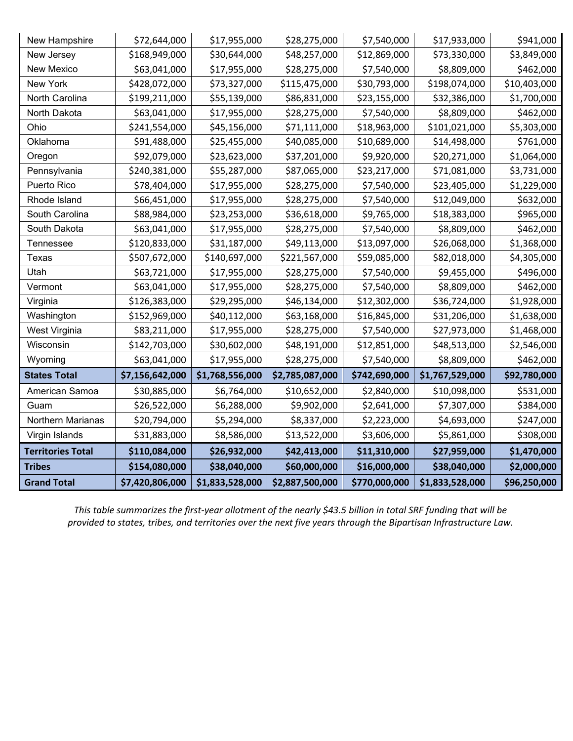| | | | | | | |
|---|---|---|---|---|---|---|
| New Hampshire | $72,644,000 | $17,955,000 | $28,275,000 | $7,540,000 | $17,933,000 | $941,000 |
| New Jersey | $168,949,000 | $30,644,000 | $48,257,000 | $12,869,000 | $73,330,000 | $3,849,000 |
| New Mexico | $63,041,000 | $17,955,000 | $28,275,000 | $7,540,000 | $8,809,000 | $462,000 |
| New York | $428,072,000 | $73,327,000 | $115,475,000 | $30,793,000 | $198,074,000 | $10,403,000 |
| North Carolina | $199,211,000 | $55,139,000 | $86,831,000 | $23,155,000 | $32,386,000 | $1,700,000 |
| North Dakota | $63,041,000 | $17,955,000 | $28,275,000 | $7,540,000 | $8,809,000 | $462,000 |
| Ohio | $241,554,000 | $45,156,000 | $71,111,000 | $18,963,000 | $101,021,000 | $5,303,000 |
| Oklahoma | $91,488,000 | $25,455,000 | $40,085,000 | $10,689,000 | $14,498,000 | $761,000 |
| Oregon | $92,079,000 | $23,623,000 | $37,201,000 | $9,920,000 | $20,271,000 | $1,064,000 |
| Pennsylvania | $240,381,000 | $55,287,000 | $87,065,000 | $23,217,000 | $71,081,000 | $3,731,000 |
| Puerto Rico | $78,404,000 | $17,955,000 | $28,275,000 | $7,540,000 | $23,405,000 | $1,229,000 |
| Rhode Island | $66,451,000 | $17,955,000 | $28,275,000 | $7,540,000 | $12,049,000 | $632,000 |
| South Carolina | $88,984,000 | $23,253,000 | $36,618,000 | $9,765,000 | $18,383,000 | $965,000 |
| South Dakota | $63,041,000 | $17,955,000 | $28,275,000 | $7,540,000 | $8,809,000 | $462,000 |
| Tennessee | $120,833,000 | $31,187,000 | $49,113,000 | $13,097,000 | $26,068,000 | $1,368,000 |
| Texas | $507,672,000 | $140,697,000 | $221,567,000 | $59,085,000 | $82,018,000 | $4,305,000 |
| Utah | $63,721,000 | $17,955,000 | $28,275,000 | $7,540,000 | $9,455,000 | $496,000 |
| Vermont | $63,041,000 | $17,955,000 | $28,275,000 | $7,540,000 | $8,809,000 | $462,000 |
| Virginia | $126,383,000 | $29,295,000 | $46,134,000 | $12,302,000 | $36,724,000 | $1,928,000 |
| Washington | $152,969,000 | $40,112,000 | $63,168,000 | $16,845,000 | $31,206,000 | $1,638,000 |
| West Virginia | $83,211,000 | $17,955,000 | $28,275,000 | $7,540,000 | $27,973,000 | $1,468,000 |
| Wisconsin | $142,703,000 | $30,602,000 | $48,191,000 | $12,851,000 | $48,513,000 | $2,546,000 |
| Wyoming | $63,041,000 | $17,955,000 | $28,275,000 | $7,540,000 | $8,809,000 | $462,000 |
| **States Total** | **$7,156,642,000** | **$1,768,556,000** | **$2,785,087,000** | **$742,690,000** | **$1,767,529,000** | **$92,780,000** |
| American Samoa | $30,885,000 | $6,764,000 | $10,652,000 | $2,840,000 | $10,098,000 | $531,000 |
| Guam | $26,522,000 | $6,288,000 | $9,902,000 | $2,641,000 | $7,307,000 | $384,000 |
| Northern Marianas | $20,794,000 | $5,294,000 | $8,337,000 | $2,223,000 | $4,693,000 | $247,000 |
| Virgin Islands | $31,883,000 | $8,586,000 | $13,522,000 | $3,606,000 | $5,861,000 | $308,000 |
| **Territories Total** | **$110,084,000** | **$26,932,000** | **$42,413,000** | **$11,310,000** | **$27,959,000** | **$1,470,000** |
| **Tribes** | **$154,080,000** | **$38,040,000** | **$60,000,000** | **$16,000,000** | **$38,040,000** | **$2,000,000** |
| **Grand Total** | **$7,420,806,000** | **$1,833,528,000** | **$2,887,500,000** | **$770,000,000** | **$1,833,528,000** | **$96,250,000** |

*This table summarizes the first-year allotment of the nearly $43.5 billion in total SRF funding that will be provided to states, tribes, and territories over the next five years through the Bipartisan Infrastructure Law.*